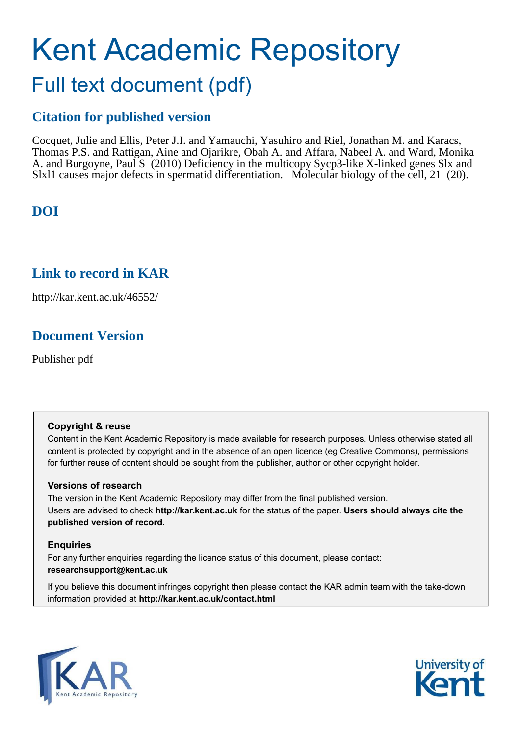# Kent Academic Repository

## Full text document (pdf)

### Citation for published version

Cocquet, Julie and Ellis, Peter J.I. and Yamauchi, Yasuhiro and Riel, Jonathan M. and Karacs, Thomas P.S. and Rattigan, Aine and Ojarikre, Obah A. and Affara, Nabeel A. and Ward, Monika A. and Burgoyne, Paul S (2010) Deficiency in the multicopy Sycp3-like X-linked genes Slx and Slxl1 causes major defects in spermatid differentiation. Molecular biology of the cell, 21 (20).

### DOI

### Link to record in KAR

http://kar.kent.ac.uk/46552/

### Document Version

Publisher pdf

**Copyright & reuse**

Content in the Kent Academic Repository is made available for research purposes. Unless otherwise stated all content is protected by copyright and in the absence of an open licence (eg Creative Commons), permissions for further reuse of content should be sought from the publisher, author or other copyright holder.

**Versions of research**

The version in the Kent Academic Repository may differ from the final published version.
Users are advised to check **http://kar.kent.ac.uk** for the status of the paper. **Users should always cite the published version of record.**

**Enquiries**

For any further enquiries regarding the licence status of this document, please contact:
**researchsupport@kent.ac.uk**

If you believe this document infringes copyright then please contact the KAR admin team with the take-down information provided at **http://kar.kent.ac.uk/contact.html**

KAR Kent Academic Repository

University of Kent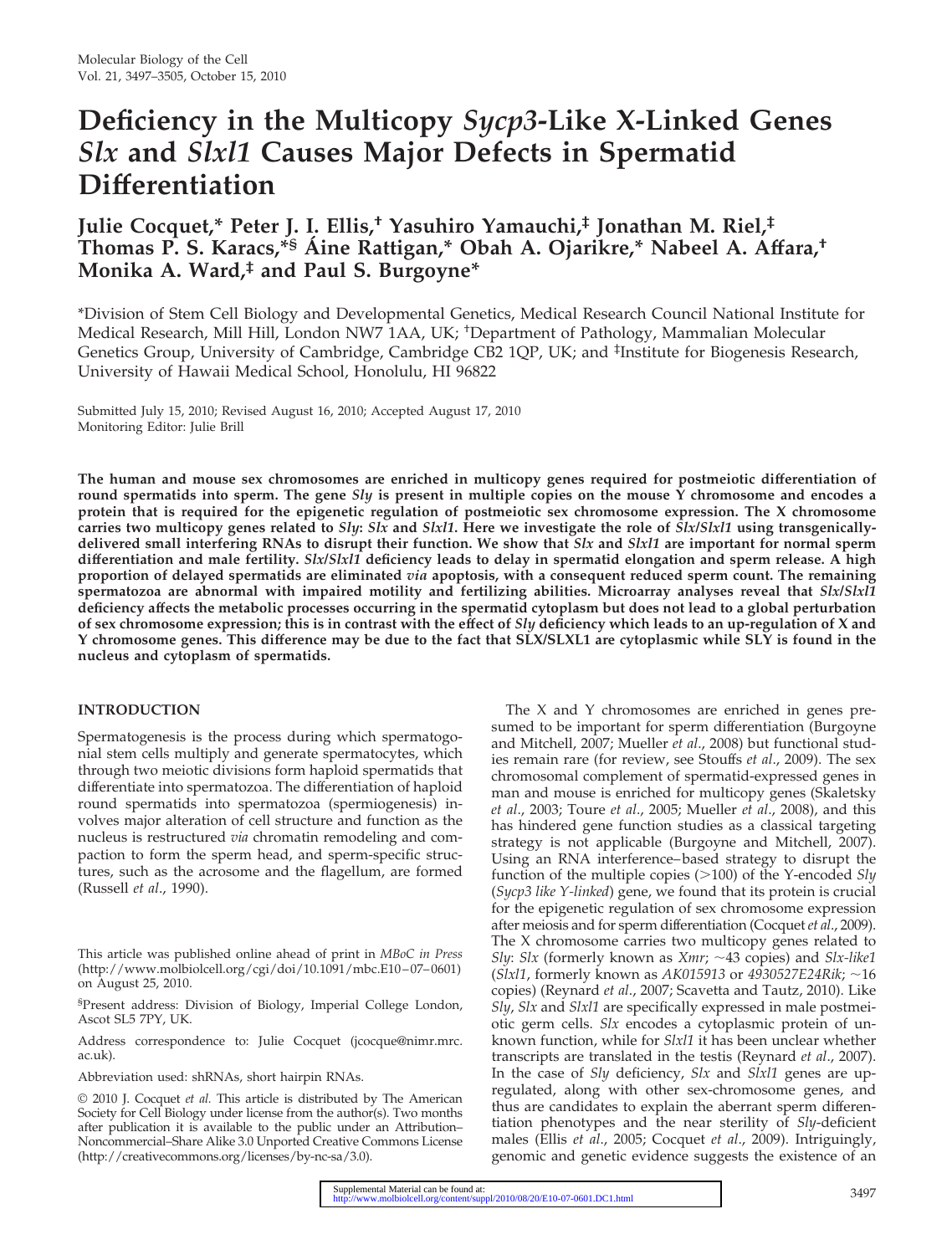# Deficiency in the Multicopy *Sycp3*-Like X-Linked Genes *Slx* and *Slxl1* Causes Major Defects in Spermatid Differentiation

**Julie Cocquet,\* Peter J. I. Ellis,† Yasuhiro Yamauchi,‡ Jonathan M. Riel,‡ Thomas P. S. Karacs,\*§ Áine Rattigan,\* Obah A. Ojarikre,\* Nabeel A. Affara,† Monika A. Ward,‡ and Paul S. Burgoyne\***

\*Division of Stem Cell Biology and Developmental Genetics, Medical Research Council National Institute for Medical Research, Mill Hill, London NW7 1AA, UK; †Department of Pathology, Mammalian Molecular Genetics Group, University of Cambridge, Cambridge CB2 1QP, UK; and ‡Institute for Biogenesis Research, University of Hawaii Medical School, Honolulu, HI 96822

Submitted July 15, 2010; Revised August 16, 2010; Accepted August 17, 2010
Monitoring Editor: Julie Brill

**The human and mouse sex chromosomes are enriched in multicopy genes required for postmeiotic differentiation of round spermatids into sperm. The gene *Sly* is present in multiple copies on the mouse Y chromosome and encodes a protein that is required for the epigenetic regulation of postmeiotic sex chromosome expression. The X chromosome carries two multicopy genes related to *Sly*: *Slx* and *Slxl1*. Here we investigate the role of *Slx*/*Slxl1* using transgenically-delivered small interfering RNAs to disrupt their function. We show that *Slx* and *Slxl1* are important for normal sperm differentiation and male fertility. *Slx*/*Slxl1* deficiency leads to delay in spermatid elongation and sperm release. A high proportion of delayed spermatids are eliminated *via* apoptosis, with a consequent reduced sperm count. The remaining spermatozoa are abnormal with impaired motility and fertilizing abilities. Microarray analyses reveal that *Slx*/*Slxl1* deficiency affects the metabolic processes occurring in the spermatid cytoplasm but does not lead to a global perturbation of sex chromosome expression; this is in contrast with the effect of *Sly* deficiency which leads to an up-regulation of X and Y chromosome genes. This difference may be due to the fact that SLX/SLXL1 are cytoplasmic while SLY is found in the nucleus and cytoplasm of spermatids.**

## INTRODUCTION

Spermatogenesis is the process during which spermatogonial stem cells multiply and generate spermatocytes, which through two meiotic divisions form haploid spermatids that differentiate into spermatozoa. The differentiation of haploid round spermatids into spermatozoa (spermiogenesis) involves major alteration of cell structure and function as the nucleus is restructured *via* chromatin remodeling and compaction to form the sperm head, and sperm-specific structures, such as the acrosome and the flagellum, are formed (Russell *et al*., 1990).

The X and Y chromosomes are enriched in genes presumed to be important for sperm differentiation (Burgoyne and Mitchell, 2007; Mueller *et al*., 2008) but functional studies remain rare (for review, see Stouffs *et al*., 2009). The sex chromosomal complement of spermatid-expressed genes in man and mouse is enriched for multicopy genes (Skaletsky *et al*., 2003; Toure *et al*., 2005; Mueller *et al*., 2008), and this has hindered gene function studies as a classical targeting strategy is not applicable (Burgoyne and Mitchell, 2007). Using an RNA interference–based strategy to disrupt the function of the multiple copies (>100) of the Y-encoded *Sly* (*Sycp3 like Y-linked*) gene, we found that its protein is crucial for the epigenetic regulation of sex chromosome expression after meiosis and for sperm differentiation (Cocquet *et al*., 2009). The X chromosome carries two multicopy genes related to *Sly*: *Slx* (formerly known as *Xmr*; ~43 copies) and *Slx-like1* (*Slxl1*, formerly known as *AK015913* or *4930527E24Rik*; ~16 copies) (Reynard *et al*., 2007; Scavetta and Tautz, 2010). Like *Sly*, *Slx* and *Slxl1* are specifically expressed in male postmeiotic germ cells. *Slx* encodes a cytoplasmic protein of unknown function, while for *Slxl1* it has been unclear whether transcripts are translated in the testis (Reynard *et al*., 2007). In the case of *Sly* deficiency, *Slx* and *Slxl1* genes are upregulated, along with other sex-chromosome genes, and thus are candidates to explain the aberrant sperm differentiation phenotypes and the near sterility of *Sly*-deficient males (Ellis *et al*., 2005; Cocquet *et al*., 2009). Intriguingly, genomic and genetic evidence suggests the existence of an

This article was published online ahead of print in *MBoC in Press* (http://www.molbiolcell.org/cgi/doi/10.1091/mbc.E10–07–0601) on August 25, 2010.

§Present address: Division of Biology, Imperial College London, Ascot SL5 7PY, UK.

Address correspondence to: Julie Cocquet (jcocque@nimr.mrc.ac.uk).

Abbreviation used: shRNAs, short hairpin RNAs.

© 2010 J. Cocquet *et al*. This article is distributed by The American Society for Cell Biology under license from the author(s). Two months after publication it is available to the public under an Attribution–Noncommercial–Share Alike 3.0 Unported Creative Commons License (http://creativecommons.org/licenses/by-nc-sa/3.0).

Supplemental Material can be found at:
http://www.molbiolcell.org/content/suppl/2010/08/20/E10-07-0601.DC1.html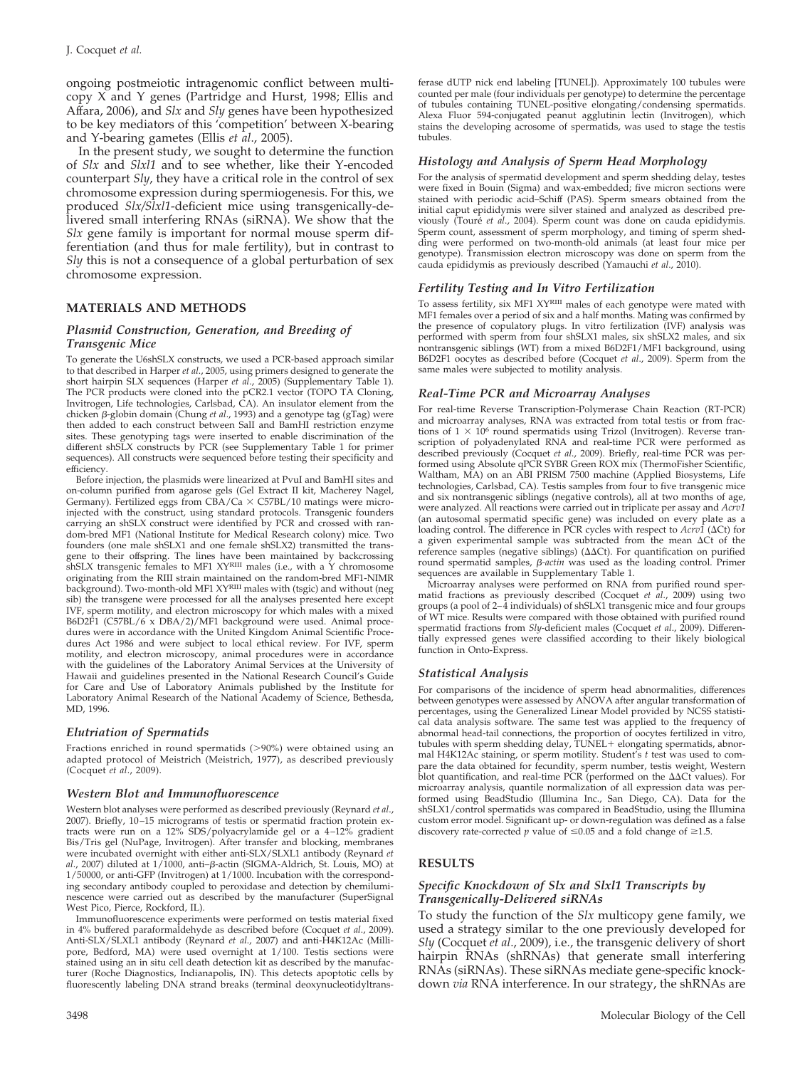ongoing postmeiotic intragenomic conflict between multicopy X and Y genes (Partridge and Hurst, 1998; Ellis and Affara, 2006), and *Slx* and *Sly* genes have been hypothesized to be key mediators of this 'competition' between X-bearing and Y-bearing gametes (Ellis *et al*., 2005).

In the present study, we sought to determine the function of *Slx* and *Slxl1* and to see whether, like their Y-encoded counterpart *Sly*, they have a critical role in the control of sex chromosome expression during spermiogenesis. For this, we produced *Slx/Slxl1*-deficient mice using transgenically-delivered small interfering RNAs (siRNA). We show that the *Slx* gene family is important for normal mouse sperm differentiation (and thus for male fertility), but in contrast to *Sly* this is not a consequence of a global perturbation of sex chromosome expression.

## MATERIALS AND METHODS

### Plasmid Construction, Generation, and Breeding of Transgenic Mice

To generate the U6shSLX constructs, we used a PCR-based approach similar to that described in Harper *et al*., 2005, using primers designed to generate the short hairpin SLX sequences (Harper *et al*., 2005) (Supplementary Table 1). The PCR products were cloned into the pCR2.1 vector (TOPO TA Cloning, Invitrogen, Life technologies, Carlsbad, CA). An insulator element from the chicken β-globin domain (Chung *et al*., 1993) and a genotype tag (gTag) were then added to each construct between SalI and BamHI restriction enzyme sites. These genotyping tags were inserted to enable discrimination of the different shSLX constructs by PCR (see Supplementary Table 1 for primer sequences). All constructs were sequenced before testing their specificity and efficiency.

Before injection, the plasmids were linearized at PvuI and BamHI sites and on-column purified from agarose gels (Gel Extract II kit, Macherey Nagel, Germany). Fertilized eggs from CBA/Ca × C57BL/10 matings were microinjected with the construct, using standard protocols. Transgenic founders carrying an shSLX construct were identified by PCR and crossed with random-bred MF1 (National Institute for Medical Research colony) mice. Two founders (one male shSLX1 and one female shSLX2) transmitted the transgene to their offspring. The lines have been maintained by backcrossing shSLX transgenic females to MF1 XY$^{RIII}$ males (i.e., with a Y chromosome originating from the RIII strain maintained on the random-bred MF1-NIMR background). Two-month-old MF1 XY$^{RIII}$ males with (tsgic) and without (neg sib) the transgene were processed for all the analyses presented here except IVF, sperm motility, and electron microscopy for which males with a mixed B6D2F1 (C57BL/6 x DBA/2)/MF1 background were used. Animal procedures were in accordance with the United Kingdom Animal Scientific Procedures Act 1986 and were subject to local ethical review. For IVF, sperm motility, and electron microscopy, animal procedures were in accordance with the guidelines of the Laboratory Animal Services at the University of Hawaii and guidelines presented in the National Research Council's Guide for Care and Use of Laboratory Animals published by the Institute for Laboratory Animal Research of the National Academy of Science, Bethesda, MD, 1996.

### Elutriation of Spermatids

Fractions enriched in round spermatids (>90%) were obtained using an adapted protocol of Meistrich (Meistrich, 1977), as described previously (Cocquet *et al*., 2009).

### Western Blot and Immunofluorescence

Western blot analyses were performed as described previously (Reynard *et al*., 2007). Briefly, 10–15 micrograms of testis or spermatid fraction protein extracts were run on a 12% SDS/polyacrylamide gel or a 4–12% gradient Bis/Tris gel (NuPage, Invitrogen). After transfer and blocking, membranes were incubated overnight with either anti-SLX/SLXL1 antibody (Reynard *et al*., 2007) diluted at 1/1000, anti–β-actin (SIGMA-Aldrich, St. Louis, MO) at 1/50000, or anti-GFP (Invitrogen) at 1/1000. Incubation with the corresponding secondary antibody coupled to peroxidase and detection by chemiluminescence were carried out as described by the manufacturer (SuperSignal West Pico, Pierce, Rockford, IL).

Immunofluorescence experiments were performed on testis material fixed in 4% buffered paraformaldehyde as described before (Cocquet *et al*., 2009). Anti-SLX/SLXL1 antibody (Reynard *et al*., 2007) and anti-H4K12Ac (Millipore, Bedford, MA) were used overnight at 1/100. Testis sections were stained using an in situ cell death detection kit as described by the manufacturer (Roche Diagnostics, Indianapolis, IN). This detects apoptotic cells by fluorescently labeling DNA strand breaks (terminal deoxynucleotidyltransferase dUTP nick end labeling [TUNEL]). Approximately 100 tubules were counted per male (four individuals per genotype) to determine the percentage of tubules containing TUNEL-positive elongating/condensing spermatids. Alexa Fluor 594-conjugated peanut agglutinin lectin (Invitrogen), which stains the developing acrosome of spermatids, was used to stage the testis tubules.

### Histology and Analysis of Sperm Head Morphology

For the analysis of spermatid development and sperm shedding delay, testes were fixed in Bouin (Sigma) and wax-embedded; five micron sections were stained with periodic acid–Schiff (PAS). Sperm smears obtained from the initial caput epididymis were silver stained and analyzed as described previously (Touré *et al*., 2004). Sperm count was done on cauda epididymis. Sperm count, assessment of sperm morphology, and timing of sperm shedding were performed on two-month-old animals (at least four mice per genotype). Transmission electron microscopy was done on sperm from the cauda epididymis as previously described (Yamauchi *et al*., 2010).

### Fertility Testing and In Vitro Fertilization

To assess fertility, six MF1 XY$^{RIII}$ males of each genotype were mated with MF1 females over a period of six and a half months. Mating was confirmed by the presence of copulatory plugs. In vitro fertilization (IVF) analysis was performed with sperm from four shSLX1 males, six shSLX2 males, and six nontransgenic siblings (WT) from a mixed B6D2F1/MF1 background, using B6D2F1 oocytes as described before (Cocquet *et al*., 2009). Sperm from the same males were subjected to motility analysis.

### Real-Time PCR and Microarray Analyses

For real-time Reverse Transcription-Polymerase Chain Reaction (RT-PCR) and microarray analyses, RNA was extracted from total testis or from fractions of $1 \times 10^6$ round spermatids using Trizol (Invitrogen). Reverse transcription of polyadenylated RNA and real-time PCR were performed as described previously (Cocquet *et al*., 2009). Briefly, real-time PCR was performed using Absolute qPCR SYBR Green ROX mix (ThermoFisher Scientific, Waltham, MA) on an ABI PRISM 7500 machine (Applied Biosystems, Life technologies, Carlsbad, CA). Testis samples from four to five transgenic mice and six nontransgenic siblings (negative controls), all at two months of age, were analyzed. All reactions were carried out in triplicate per assay and *Acrv1* (an autosomal spermatid specific gene) was included on every plate as a loading control. The difference in PCR cycles with respect to *Acrv1* (ΔCt) for a given experimental sample was subtracted from the mean ΔCt of the reference samples (negative siblings) (ΔΔCt). For quantification on purified round spermatid samples, *β-actin* was used as the loading control. Primer sequences are available in Supplementary Table 1.

Microarray analyses were performed on RNA from purified round spermatid fractions as previously described (Cocquet *et al*., 2009) using two groups (a pool of 2–4 individuals) of shSLX1 transgenic mice and four groups of WT mice. Results were compared with those obtained with purified round spermatid fractions from *Sly*-deficient males (Cocquet *et al*., 2009). Differentially expressed genes were classified according to their likely biological function in Onto-Express.

### Statistical Analysis

For comparisons of the incidence of sperm head abnormalities, differences between genotypes were assessed by ANOVA after angular transformation of percentages, using the Generalized Linear Model provided by NCSS statistical data analysis software. The same test was applied to the frequency of abnormal head-tail connections, the proportion of oocytes fertilized in vitro, tubules with sperm shedding delay, TUNEL+ elongating spermatids, abnormal H4K12Ac staining, or sperm motility. Student's *t* test was used to compare the data obtained for fecundity, sperm number, testis weight, Western blot quantification, and real-time PCR (performed on the ΔΔCt values). For microarray analysis, quantile normalization of all expression data was performed using BeadStudio (Illumina Inc., San Diego, CA). Data for the shSLX1/control spermatids was compared in BeadStudio, using the Illumina custom error model. Significant up- or down-regulation was defined as a false discovery rate-corrected *p* value of ≤0.05 and a fold change of ≥1.5.

## RESULTS

### Specific Knockdown of Slx and Slxl1 Transcripts by Transgenically-Delivered siRNAs

To study the function of the *Slx* multicopy gene family, we used a strategy similar to the one previously developed for *Sly* (Cocquet *et al*., 2009), i.e., the transgenic delivery of short hairpin RNAs (shRNAs) that generate small interfering RNAs (siRNAs). These siRNAs mediate gene-specific knockdown *via* RNA interference. In our strategy, the shRNAs are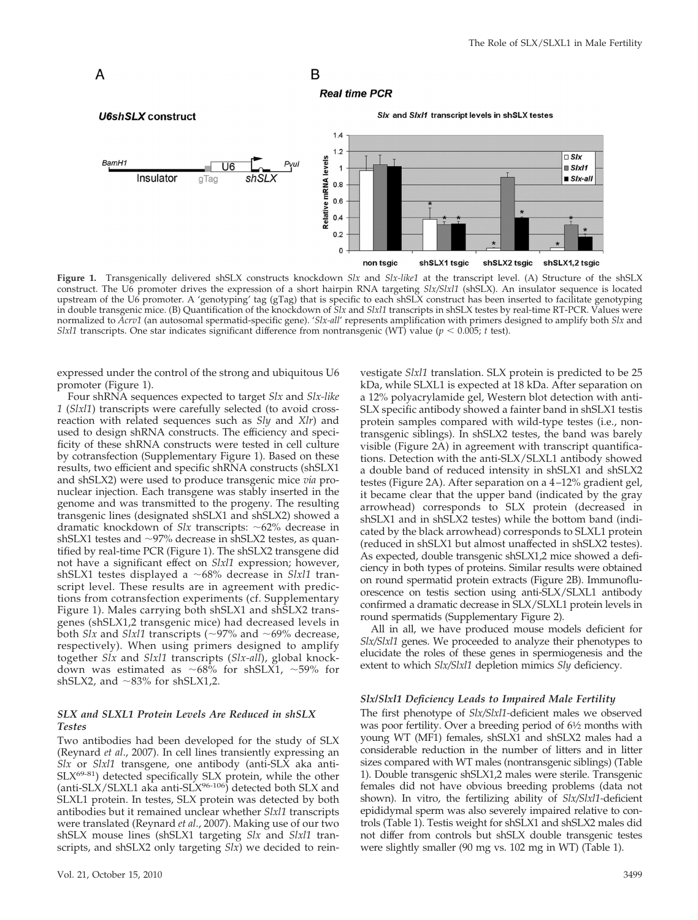**Figure 1.** Transgenically delivered shSLX constructs knockdown *Slx* and *Slx-like1* at the transcript level. (A) Structure of the shSLX construct. The U6 promoter drives the expression of a short hairpin RNA targeting *Slx/Slxl1* (shSLX). An insulator sequence is located upstream of the U6 promoter. A 'genotyping' tag (gTag) that is specific to each shSLX construct has been inserted to facilitate genotyping in double transgenic mice. (B) Quantification of the knockdown of *Slx* and *Slxl1* transcripts in shSLX testes by real-time RT-PCR. Values were normalized to *Acrv1* (an autosomal spermatid-specific gene). '*Slx-all*' represents amplification with primers designed to amplify both *Slx* and *Slxl1* transcripts. One star indicates significant difference from nontransgenic (WT) value ($p < 0.005$; *t* test).

expressed under the control of the strong and ubiquitous U6 promoter (Figure 1).

Four shRNA sequences expected to target *Slx* and *Slx-like 1* (*Slxl1*) transcripts were carefully selected (to avoid cross-reaction with related sequences such as *Sly* and *Xlr*) and used to design shRNA constructs. The efficiency and specificity of these shRNA constructs were tested in cell culture by cotransfection (Supplementary Figure 1). Based on these results, two efficient and specific shRNA constructs (shSLX1 and shSLX2) were used to produce transgenic mice *via* pronuclear injection. Each transgene was stably inserted in the genome and was transmitted to the progeny. The resulting transgenic lines (designated shSLX1 and shSLX2) showed a dramatic knockdown of *Slx* transcripts: ~62% decrease in shSLX1 testes and ~97% decrease in shSLX2 testes, as quantified by real-time PCR (Figure 1). The shSLX2 transgene did not have a significant effect on *Slxl1* expression; however, shSLX1 testes displayed a ~68% decrease in *Slxl1* transcript level. These results are in agreement with predictions from cotransfection experiments (cf. Supplementary Figure 1). Males carrying both shSLX1 and shSLX2 transgenes (shSLX1,2 transgenic mice) had decreased levels in both *Slx* and *Slxl1* transcripts (~97% and ~69% decrease, respectively). When using primers designed to amplify together *Slx* and *Slxl1* transcripts (*Slx-all*), global knockdown was estimated as ~68% for shSLX1, ~59% for shSLX2, and ~83% for shSLX1,2.

### SLX and SLXL1 Protein Levels Are Reduced in shSLX Testes

Two antibodies had been developed for the study of SLX (Reynard *et al.*, 2007). In cell lines transiently expressing an *Slx* or *Slxl1* transgene, one antibody (anti-SLX aka anti-SLX[69-81]) detected specifically SLX protein, while the other (anti-SLX/SLXL1 aka anti-SLX[96-106]) detected both SLX and SLXL1 protein. In testes, SLX protein was detected by both antibodies but it remained unclear whether *Slxl1* transcripts were translated (Reynard *et al.*, 2007). Making use of our two shSLX mouse lines (shSLX1 targeting *Slx* and *Slxl1* transcripts, and shSLX2 only targeting *Slx*) we decided to reinvestigate *Slxl1* translation. SLX protein is predicted to be 25 kDa, while SLXL1 is expected at 18 kDa. After separation on a 12% polyacrylamide gel, Western blot detection with anti-SLX specific antibody showed a fainter band in shSLX1 testis protein samples compared with wild-type testes (i.e., nontransgenic siblings). In shSLX2 testes, the band was barely visible (Figure 2A) in agreement with transcript quantifications. Detection with the anti-SLX/SLXL1 antibody showed a double band of reduced intensity in shSLX1 and shSLX2 testes (Figure 2A). After separation on a 4–12% gradient gel, it became clear that the upper band (indicated by the gray arrowhead) corresponds to SLX protein (decreased in shSLX1 and in shSLX2 testes) while the bottom band (indicated by the black arrowhead) corresponds to SLXL1 protein (reduced in shSLX1 but almost unaffected in shSLX2 testes). As expected, double transgenic shSLX1,2 mice showed a deficiency in both types of proteins. Similar results were obtained on round spermatid protein extracts (Figure 2B). Immunofluorescence on testis section using anti-SLX/SLXL1 antibody confirmed a dramatic decrease in SLX/SLXL1 protein levels in round spermatids (Supplementary Figure 2).

All in all, we have produced mouse models deficient for *Slx/Slxl1* genes. We proceeded to analyze their phenotypes to elucidate the roles of these genes in spermiogenesis and the extent to which *Slx/Slxl1* depletion mimics *Sly* deficiency.

### Slx/Slxl1 Deficiency Leads to Impaired Male Fertility

The first phenotype of *Slx/Slxl1*-deficient males we observed was poor fertility. Over a breeding period of 6½ months with young WT (MF1) females, shSLX1 and shSLX2 had a considerable reduction in the number of litters and in litter sizes compared with WT males (nontransgenic siblings) (Table 1). Double transgenic shSLX1,2 males were sterile. Transgenic females did not have obvious breeding problems (data not shown). In vitro, the fertilizing ability of *Slx/Slxl1*-deficient epididymal sperm was also severely impaired relative to controls (Table 1). Testis weight for shSLX1 and shSLX2 males did not differ from controls but shSLX double transgenic testes were slightly smaller (90 mg vs. 102 mg in WT) (Table 1).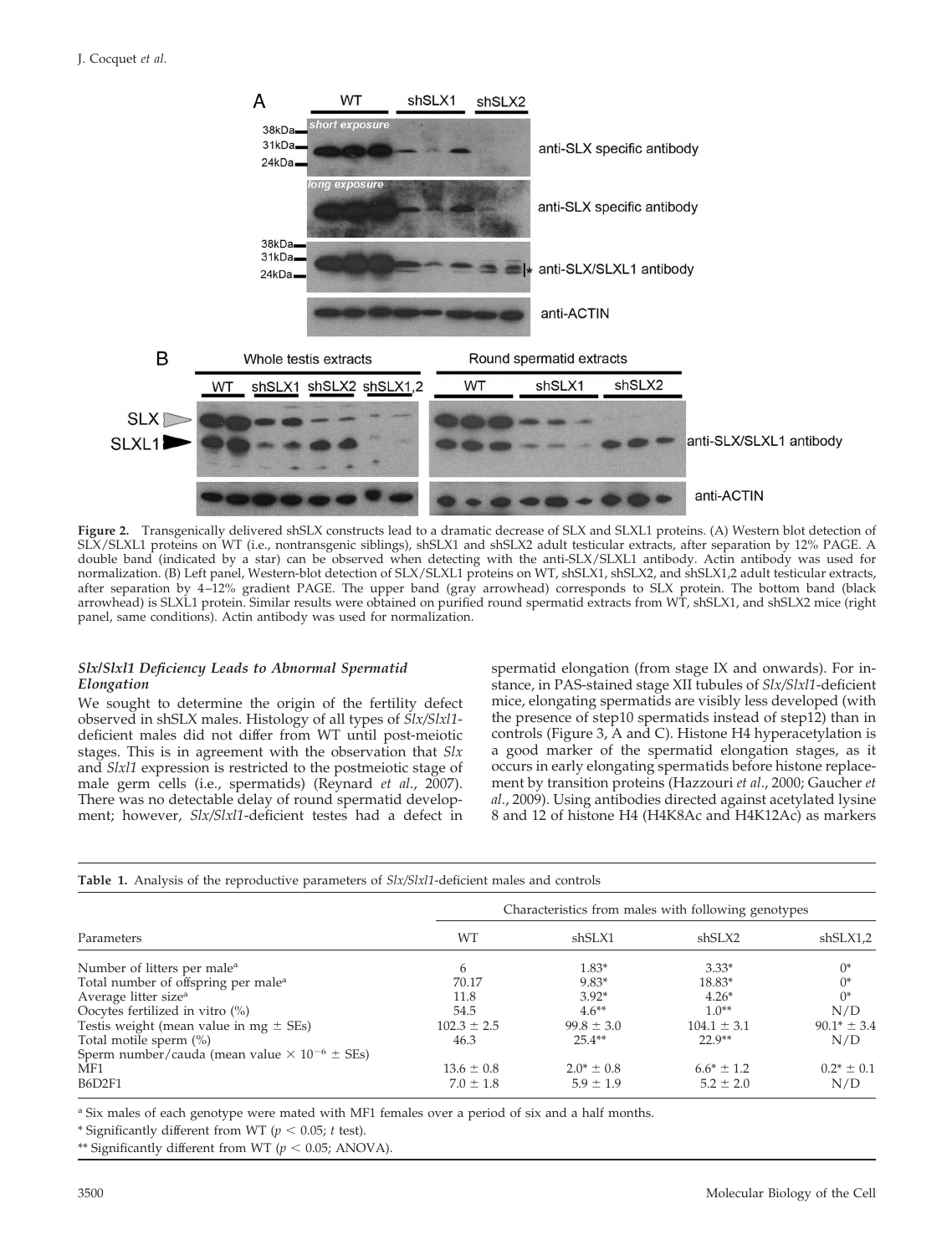**Figure 2.** Transgenically delivered shSLX constructs lead to a dramatic decrease of SLX and SLXL1 proteins. (A) Western blot detection of SLX/SLXL1 proteins on WT (i.e., nontransgenic siblings), shSLX1 and shSLX2 adult testicular extracts, after separation by 12% PAGE. A double band (indicated by a star) can be observed when detecting with the anti-SLX/SLXL1 antibody. Actin antibody was used for normalization. (B) Left panel, Western-blot detection of SLX/SLXL1 proteins on WT, shSLX1, shSLX2, and shSLX1,2 adult testicular extracts, after separation by 4–12% gradient PAGE. The upper band (gray arrowhead) corresponds to SLX protein. The bottom band (black arrowhead) is SLXL1 protein. Similar results were obtained on purified round spermatid extracts from WT, shSLX1, and shSLX2 mice (right panel, same conditions). Actin antibody was used for normalization.

### *Slx/Slxl1* Deficiency Leads to Abnormal Spermatid Elongation

We sought to determine the origin of the fertility defect observed in shSLX males. Histology of all types of *Slx/Slxl1*-deficient males did not differ from WT until post-meiotic stages. This is in agreement with the observation that *Slx* and *Slxl1* expression is restricted to the postmeiotic stage of male germ cells (i.e., spermatids) (Reynard *et al.*, 2007). There was no detectable delay of round spermatid development; however, *Slx/Slxl1*-deficient testes had a defect in spermatid elongation (from stage IX and onwards). For instance, in PAS-stained stage XII tubules of *Slx/Slxl1*-deficient mice, elongating spermatids are visibly less developed (with the presence of step10 spermatids instead of step12) than in controls (Figure 3, A and C). Histone H4 hyperacetylation is a good marker of the spermatid elongation stages, as it occurs in early elongating spermatids before histone replacement by transition proteins (Hazzouri *et al.*, 2000; Gaucher *et al.*, 2009). Using antibodies directed against acetylated lysine 8 and 12 of histone H4 (H4K8Ac and H4K12Ac) as markers

**Table 1.** Analysis of the reproductive parameters of *Slx/Slxl1*-deficient males and controls

| Parameters | Characteristics from males with following genotypes | | | |
|---|---|---|---|---|
| | WT | shSLX1 | shSLX2 | shSLX1,2 |
| Number of litters per male[a] | 6 | 1.83* | 3.33* | 0* |
| Total number of offspring per male[a] | 70.17 | 9.83* | 18.83* | 0* |
| Average litter size[a] | 11.8 | 3.92* | 4.26* | 0* |
| Oocytes fertilized in vitro (%) | 54.5 | 4.6** | 1.0** | N/D |
| Testis weight (mean value in mg ± SEs) | 102.3 ± 2.5 | 99.8 ± 3.0 | 104.1 ± 3.1 | 90.1* ± 3.4 |
| Total motile sperm (%) | 46.3 | 25.4** | 22.9** | N/D |
| Sperm number/cauda (mean value × $10^{-6}$ ± SEs) | | | | |
| MF1 | 13.6 ± 0.8 | 2.0* ± 0.8 | 6.6* ± 1.2 | 0.2* ± 0.1 |
| B6D2F1 | 7.0 ± 1.8 | 5.9 ± 1.9 | 5.2 ± 2.0 | N/D |

[a] Six males of each genotype were mated with MF1 females over a period of six and a half months.

* Significantly different from WT ($p < 0.05$; *t* test).

** Significantly different from WT ($p < 0.05$; ANOVA).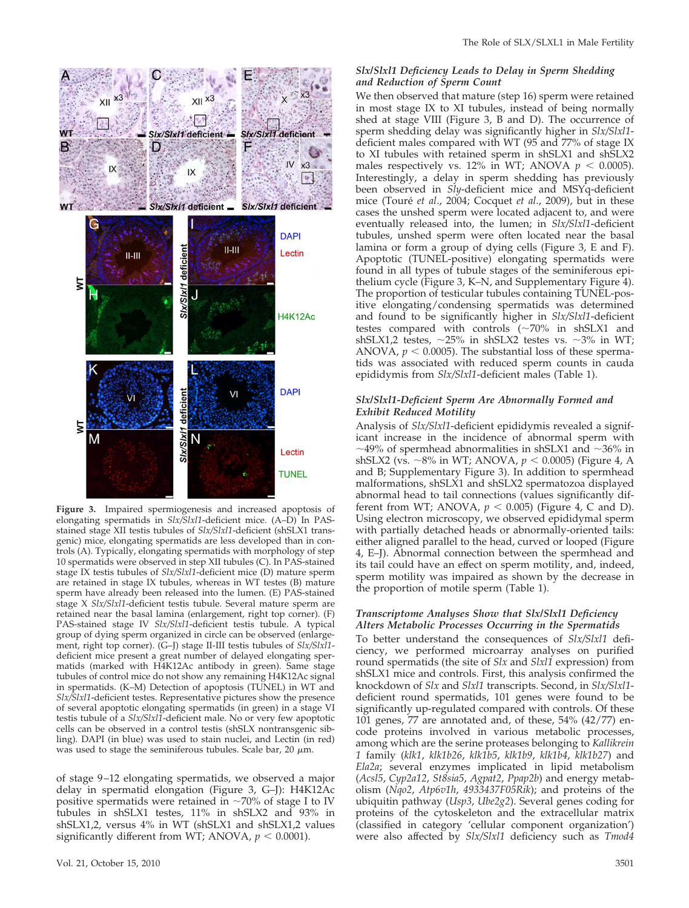Figure 3. Impaired spermiogenesis and increased apoptosis of elongating spermatids in *Slx/Slxl1*-deficient mice. (A–D) In PAS-stained stage XII testis tubules of *Slx/Slxl1*-deficient (shSLX1 transgenic) mice, elongating spermatids are less developed than in controls (A). Typically, elongating spermatids with morphology of step 10 spermatids were observed in step XII tubules (C). In PAS-stained stage IX testis tubules of *Slx/Slxl1*-deficient mice (D) mature sperm are retained in stage IX tubules, whereas in WT testes (B) mature sperm have already been released into the lumen. (E) PAS-stained stage X *Slx/Slxl1*-deficient testis tubule. Several mature sperm are retained near the basal lamina (enlargement, right top corner). (F) PAS-stained stage IV *Slx/Slxl1*-deficient testis tubule. A typical group of dying sperm organized in circle can be observed (enlargement, right top corner). (G–J) stage II-III testis tubules of *Slx/Slxl1*-deficient mice present a great number of delayed elongating spermatids (marked with H4K12Ac antibody in green). Same stage tubules of control mice do not show any remaining H4K12Ac signal in spermatids. (K–M) Detection of apoptosis (TUNEL) in WT and *Slx/Slxl1*-deficient testes. Representative pictures show the presence of several apoptotic elongating spermatids (in green) in a stage VI testis tubule of a *Slx/Slxl1*-deficient male. No or very few apoptotic cells can be observed in a control testis (shSLX nontransgenic sibling). DAPI (in blue) was used to stain nuclei, and Lectin (in red) was used to stage the seminiferous tubules. Scale bar, 20 $\mu$m.

of stage 9–12 elongating spermatids, we observed a major delay in spermatid elongation (Figure 3, G–J): H4K12Ac positive spermatids were retained in ~70% of stage I to IV tubules in shSLX1 testes, 11% in shSLX2 and 93% in shSLX1,2, versus 4% in WT (shSLX1 and shSLX1,2 values significantly different from WT; ANOVA, $p < 0.0001$).

### *Slx/Slxl1* Deficiency Leads to Delay in Sperm Shedding and Reduction of Sperm Count

We then observed that mature (step 16) sperm were retained in most stage IX to XI tubules, instead of being normally shed at stage VIII (Figure 3, B and D). The occurrence of sperm shedding delay was significantly higher in *Slx/Slxl1*-deficient males compared with WT (95 and 77% of stage IX to XI tubules with retained sperm in shSLX1 and shSLX2 males respectively vs. 12% in WT; ANOVA $p < 0.0005$). Interestingly, a delay in sperm shedding has previously been observed in *Sly*-deficient mice and MSYq-deficient mice (Touré *et al.*, 2004; Cocquet *et al.*, 2009), but in these cases the unshed sperm were located adjacent to, and were eventually released into, the lumen; in *Slx/Slxl1*-deficient tubules, unshed sperm were often located near the basal lamina or form a group of dying cells (Figure 3, E and F). Apoptotic (TUNEL-positive) elongating spermatids were found in all types of tubule stages of the seminiferous epithelium cycle (Figure 3, K–N, and Supplementary Figure 4). The proportion of testicular tubules containing TUNEL-positive elongating/condensing spermatids was determined and found to be significantly higher in *Slx/Slxl1*-deficient testes compared with controls (~70% in shSLX1 and shSLX1,2 testes, ~25% in shSLX2 testes vs. ~3% in WT; ANOVA, $p < 0.0005$). The substantial loss of these spermatids was associated with reduced sperm counts in cauda epididymis from *Slx/Slxl1*-deficient males (Table 1).

### *Slx/Slxl1*-Deficient Sperm Are Abnormally Formed and Exhibit Reduced Motility

Analysis of *Slx/Slxl1*-deficient epididymis revealed a significant increase in the incidence of abnormal sperm with ~49% of spermhead abnormalities in shSLX1 and ~36% in shSLX2 (vs. ~8% in WT; ANOVA, $p < 0.0005$) (Figure 4, A and B; Supplementary Figure 3). In addition to spermhead malformations, shSLX1 and shSLX2 spermatozoa displayed abnormal head to tail connections (values significantly different from WT; ANOVA, $p < 0.005$) (Figure 4, C and D). Using electron microscopy, we observed epididymal sperm with partially detached heads or abnormally-oriented tails: either aligned parallel to the head, curved or looped (Figure 4, E–J). Abnormal connection between the spermhead and its tail could have an effect on sperm motility, and, indeed, sperm motility was impaired as shown by the decrease in the proportion of motile sperm (Table 1).

### Transcriptome Analyses Show that *Slx/Slxl1* Deficiency Alters Metabolic Processes Occurring in the Spermatids

To better understand the consequences of *Slx/Slxl1* deficiency, we performed microarray analyses on purified round spermatids (the site of *Slx* and *Slxl1* expression) from shSLX1 mice and controls. First, this analysis confirmed the knockdown of *Slx* and *Slxl1* transcripts. Second, in *Slx/Slxl1*-deficient round spermatids, 101 genes were found to be significantly up-regulated compared with controls. Of these 101 genes, 77 are annotated and, of these, 54% (42/77) encode proteins involved in various metabolic processes, among which are the serine proteases belonging to *Kallikrein 1* family (*klk1*, *klk1b26*, *klk1b5*, *klk1b9*, *klk1b4*, *klk1b27*) and *Ela2a*; several enzymes implicated in lipid metabolism (*Acsl5*, *Cyp2a12*, *St8sia5*, *Agpat2*, *Ppap2b*) and energy metabolism (*Nqo2*, *Atp6v1h*, *4933437F05Rik*); and proteins of the ubiquitin pathway (*Usp3*, *Ube2g2*). Several genes coding for proteins of the cytoskeleton and the extracellular matrix (classified in category 'cellular component organization') were also affected by *Slx/Slxl1* deficiency such as *Tmod4*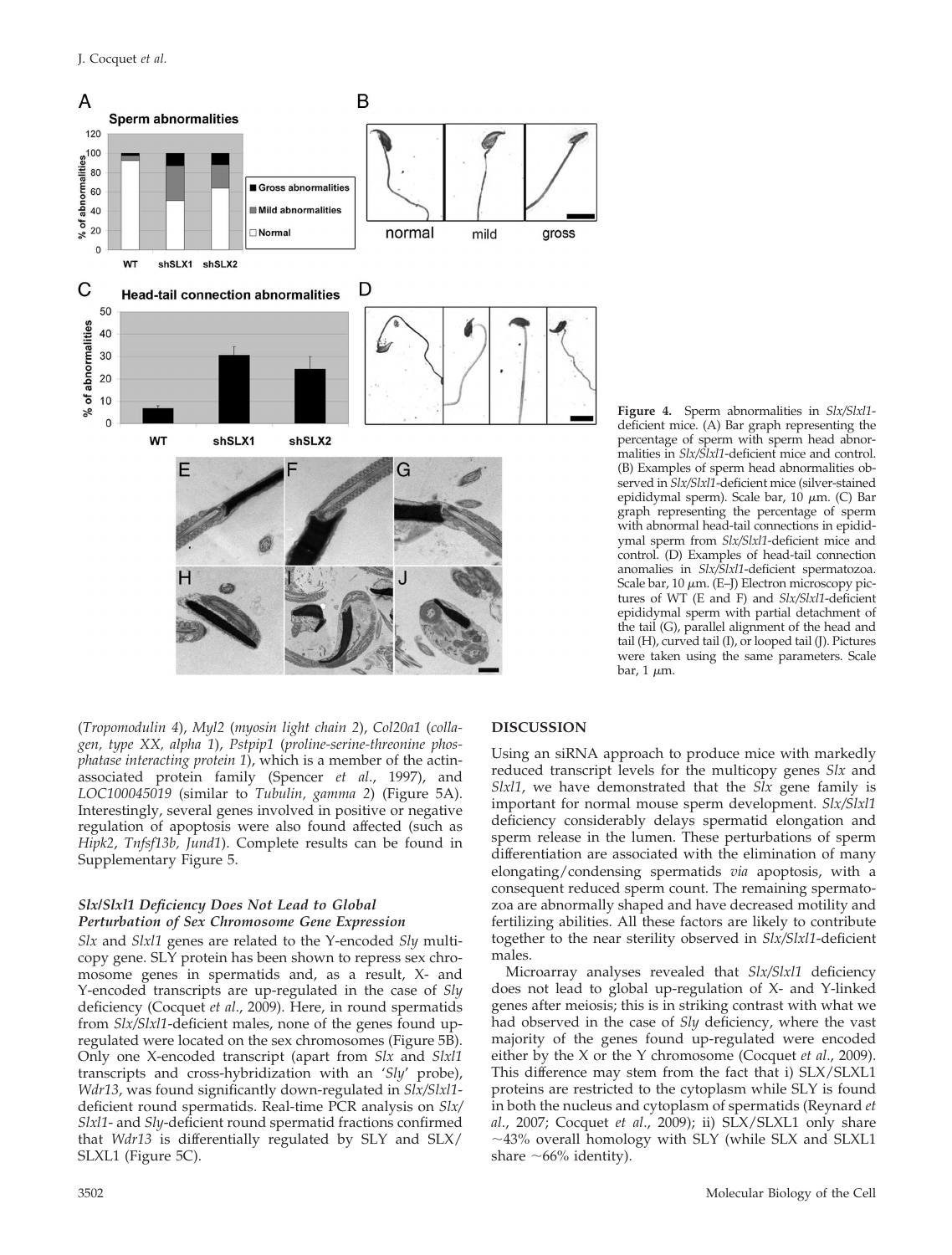**Figure 4.** Sperm abnormalities in *Slx/Slxl1*-deficient mice. (A) Bar graph representing the percentage of sperm with sperm head abnormalities in *Slx/Slxl1*-deficient mice and control. (B) Examples of sperm head abnormalities observed in *Slx/Slxl1*-deficient mice (silver-stained epididymal sperm). Scale bar, 10 $\mu$m. (C) Bar graph representing the percentage of sperm with abnormal head-tail connections in epididymal sperm from *Slx/Slxl1*-deficient mice and control. (D) Examples of head-tail connection anomalies in *Slx/Slxl1*-deficient spermatozoa. Scale bar, 10 $\mu$m. (E–J) Electron microscopy pictures of WT (E and F) and *Slx/Slxl1*-deficient epididymal sperm with partial detachment of the tail (G), parallel alignment of the head and tail (H), curved tail (I), or looped tail (J). Pictures were taken using the same parameters. Scale bar, 1 $\mu$m.

(*Tropomodulin 4*), *Myl2* (*myosin light chain 2*), *Col20a1* (*collagen, type XX, alpha 1*), *Pstpip1* (*proline-serine-threonine phosphatase interacting protein 1*), which is a member of the actin-associated protein family (Spencer *et al.*, 1997), and *LOC100045019* (similar to *Tubulin, gamma 2*) (Figure 5A). Interestingly, several genes involved in positive or negative regulation of apoptosis were also found affected (such as *Hipk2*, *Tnfsf13b, Jund1*). Complete results can be found in Supplementary Figure 5.

### *Slx/Slxl1* Deficiency Does Not Lead to Global Perturbation of Sex Chromosome Gene Expression

*Slx* and *Slxl1* genes are related to the Y-encoded *Sly* multicopy gene. SLY protein has been shown to repress sex chromosome genes in spermatids and, as a result, X- and Y-encoded transcripts are up-regulated in the case of *Sly* deficiency (Cocquet *et al.*, 2009). Here, in round spermatids from *Slx/Slxl1*-deficient males, none of the genes found up-regulated were located on the sex chromosomes (Figure 5B). Only one X-encoded transcript (apart from *Slx* and *Slxl1* transcripts and cross-hybridization with an '*Sly*' probe), *Wdr13*, was found significantly down-regulated in *Slx/Slxl1*-deficient round spermatids. Real-time PCR analysis on *Slx/Slxl1*- and *Sly*-deficient round spermatid fractions confirmed that *Wdr13* is differentially regulated by SLY and SLX/SLXL1 (Figure 5C).

## DISCUSSION

Using an siRNA approach to produce mice with markedly reduced transcript levels for the multicopy genes *Slx* and *Slxl1*, we have demonstrated that the *Slx* gene family is important for normal mouse sperm development. *Slx/Slxl1* deficiency considerably delays spermatid elongation and sperm release in the lumen. These perturbations of sperm differentiation are associated with the elimination of many elongating/condensing spermatids *via* apoptosis, with a consequent reduced sperm count. The remaining spermatozoa are abnormally shaped and have decreased motility and fertilizing abilities. All these factors are likely to contribute together to the near sterility observed in *Slx/Slxl1*-deficient males.

Microarray analyses revealed that *Slx/Slxl1* deficiency does not lead to global up-regulation of X- and Y-linked genes after meiosis; this is in striking contrast with what we had observed in the case of *Sly* deficiency, where the vast majority of the genes found up-regulated were encoded either by the X or the Y chromosome (Cocquet *et al.*, 2009). This difference may stem from the fact that i) SLX/SLXL1 proteins are restricted to the cytoplasm while SLY is found in both the nucleus and cytoplasm of spermatids (Reynard *et al.*, 2007; Cocquet *et al.*, 2009); ii) SLX/SLXL1 only share ~43% overall homology with SLY (while SLX and SLXL1 share ~66% identity).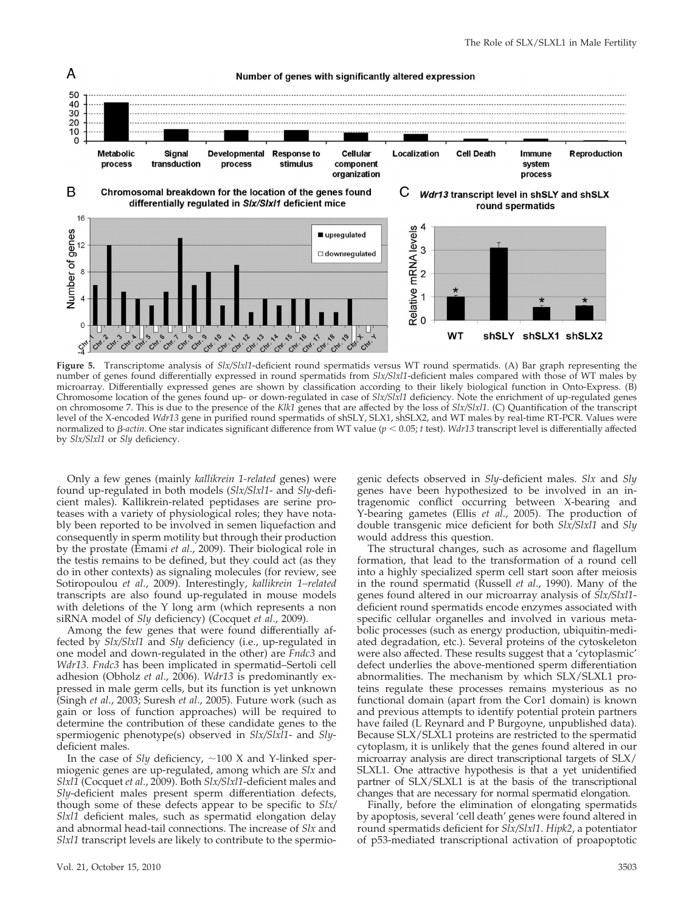**Figure 5.** Transcriptome analysis of *Slx/Slxl1*-deficient round spermatids versus WT round spermatids. (A) Bar graph representing the number of genes found differentially expressed in round spermatids from *Slx/Slxl1*-deficient males compared with those of WT males by microarray. Differentially expressed genes are shown by classification according to their likely biological function in Onto-Express. (B) Chromosome location of the genes found up- or down-regulated in case of *Slx/Slxl1* deficiency. Note the enrichment of up-regulated genes on chromosome 7. This is due to the presence of the *Klk1* genes that are affected by the loss of *Slx/Slxl1*. (C) Quantification of the transcript level of the X-encoded *Wdr13* gene in purified round spermatids of shSLY, SLX1, shSLX2, and WT males by real-time RT-PCR. Values were normalized to *β-actin*. One star indicates significant difference from WT value ($p < 0.05$; *t* test). *Wdr13* transcript level is differentially affected by *Slx/Slxl1* or *Sly* deficiency.

Only a few genes (mainly *kallikrein 1-related* genes) were found up-regulated in both models (*Slx/Slxl1*- and *Sly*-deficient males). Kallikrein-related peptidases are serine proteases with a variety of physiological roles; they have notably been reported to be involved in semen liquefaction and consequently in sperm motility but through their production by the prostate (Emami *et al.*, 2009). Their biological role in the testis remains to be defined, but they could act (as they do in other contexts) as signaling molecules (for review, see Sotiropoulou *et al.*, 2009). Interestingly, *kallikrein 1–related* transcripts are also found up-regulated in mouse models with deletions of the Y long arm (which represents a non siRNA model of *Sly* deficiency) (Cocquet *et al.*, 2009).

Among the few genes that were found differentially affected by *Slx/Slxl1* and *Sly* deficiency (i.e., up-regulated in one model and down-regulated in the other) are *Fndc3* and *Wdr13*. *Fndc3* has been implicated in spermatid–Sertoli cell adhesion (Obholz *et al.*, 2006). *Wdr13* is predominantly expressed in male germ cells, but its function is yet unknown (Singh *et al.*, 2003; Suresh *et al.*, 2005). Future work (such as gain or loss of function approaches) will be required to determine the contribution of these candidate genes to the spermiogenic phenotype(s) observed in *Slx/Slxl1*- and *Sly*-deficient males.

In the case of *Sly* deficiency, ~100 X and Y-linked spermiogenic genes are up-regulated, among which are *Slx* and *Slxl1* (Cocquet *et al.*, 2009). Both *Slx/Slxl1*-deficient males and *Sly*-deficient males present sperm differentiation defects, though some of these defects appear to be specific to *Slx/Slxl1* deficient males, such as spermatid elongation delay and abnormal head-tail connections. The increase of *Slx* and *Slxl1* transcript levels are likely to contribute to the spermiogenic defects observed in *Sly*-deficient males. *Slx* and *Sly* genes have been hypothesized to be involved in an intragenomic conflict occurring between X-bearing and Y-bearing gametes (Ellis *et al.*, 2005). The production of double transgenic mice deficient for both *Slx/Slxl1* and *Sly* would address this question.

The structural changes, such as acrosome and flagellum formation, that lead to the transformation of a round cell into a highly specialized sperm cell start soon after meiosis in the round spermatid (Russell *et al.*, 1990). Many of the genes found altered in our microarray analysis of *Slx/Slxl1*-deficient round spermatids encode enzymes associated with specific cellular organelles and involved in various metabolic processes (such as energy production, ubiquitin-mediated degradation, etc.). Several proteins of the cytoskeleton were also affected. These results suggest that a 'cytoplasmic' defect underlies the above-mentioned sperm differentiation abnormalities. The mechanism by which SLX/SLXL1 proteins regulate these processes remains mysterious as no functional domain (apart from the Cor1 domain) is known and previous attempts to identify potential protein partners have failed (L Reynard and P Burgoyne, unpublished data). Because SLX/SLXL1 proteins are restricted to the spermatid cytoplasm, it is unlikely that the genes found altered in our microarray analysis are direct transcriptional targets of SLX/SLXL1. One attractive hypothesis is that a yet unidentified partner of SLX/SLXL1 is at the basis of the transcriptional changes that are necessary for normal spermatid elongation.

Finally, before the elimination of elongating spermatids by apoptosis, several 'cell death' genes were found altered in round spermatids deficient for *Slx/Slxl1*. *Hipk2*, a potentiator of p53-mediated transcriptional activation of proapoptotic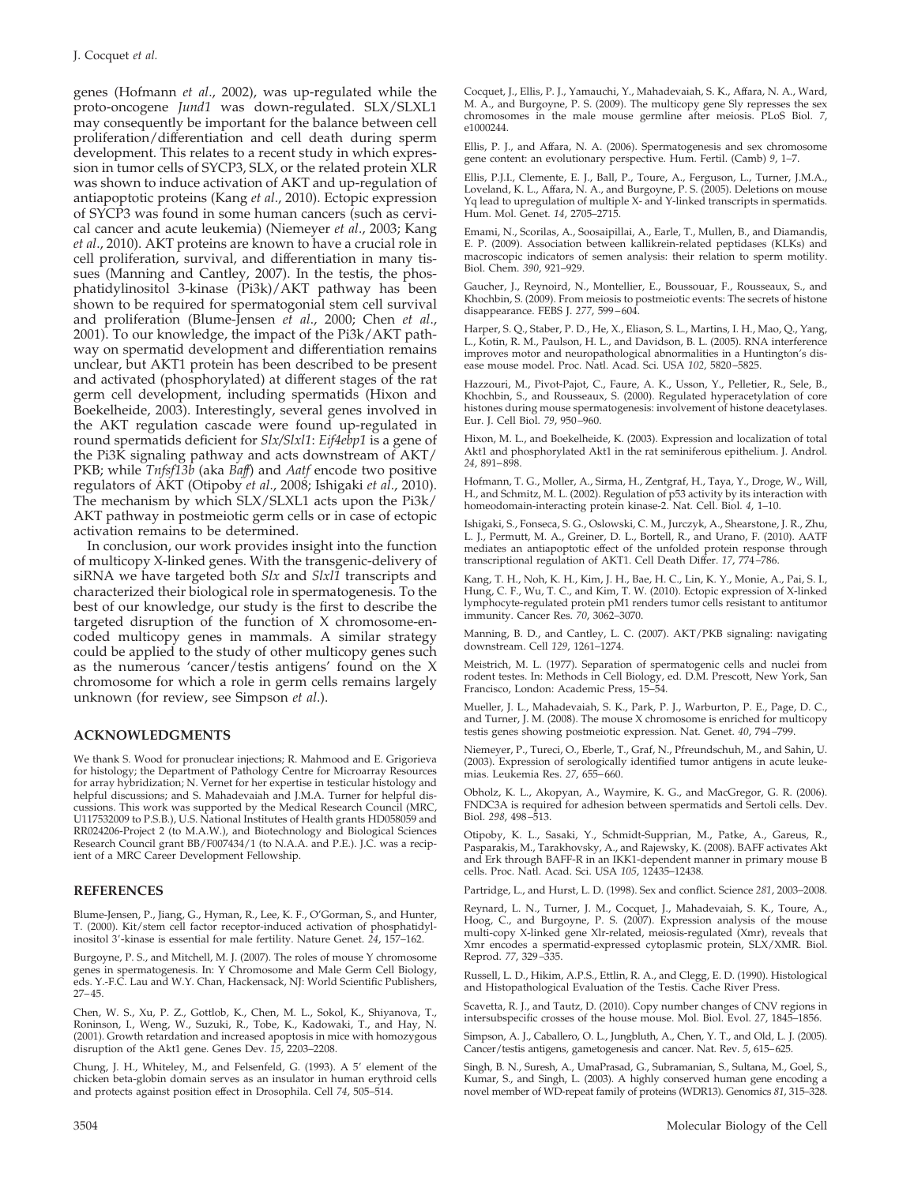genes (Hofmann *et al*., 2002), was up-regulated while the proto-oncogene *Jund1* was down-regulated. SLX/SLXL1 may consequently be important for the balance between cell proliferation/differentiation and cell death during sperm development. This relates to a recent study in which expression in tumor cells of SYCP3, SLX, or the related protein XLR was shown to induce activation of AKT and up-regulation of antiapoptotic proteins (Kang *et al*., 2010). Ectopic expression of SYCP3 was found in some human cancers (such as cervical cancer and acute leukemia) (Niemeyer *et al*., 2003; Kang *et al*., 2010). AKT proteins are known to have a crucial role in cell proliferation, survival, and differentiation in many tissues (Manning and Cantley, 2007). In the testis, the phosphatidylinositol 3-kinase (Pi3k)/AKT pathway has been shown to be required for spermatogonial stem cell survival and proliferation (Blume-Jensen *et al*., 2000; Chen *et al*., 2001). To our knowledge, the impact of the Pi3k/AKT pathway on spermatid development and differentiation remains unclear, but AKT1 protein has been described to be present and activated (phosphorylated) at different stages of the rat germ cell development, including spermatids (Hixon and Boekelheide, 2003). Interestingly, several genes involved in the AKT regulation cascade were found up-regulated in round spermatids deficient for *Slx/Slxl1*: *Eif4ebp1* is a gene of the Pi3K signaling pathway and acts downstream of AKT/PKB; while *Tnfsf13b* (aka *Baff*) and *Aatf* encode two positive regulators of AKT (Otipoby *et al*., 2008; Ishigaki *et al*., 2010). The mechanism by which SLX/SLXL1 acts upon the Pi3k/AKT pathway in postmeiotic germ cells or in case of ectopic activation remains to be determined.

In conclusion, our work provides insight into the function of multicopy X-linked genes. With the transgenic-delivery of siRNA we have targeted both *Slx* and *Slxl1* transcripts and characterized their biological role in spermatogenesis. To the best of our knowledge, our study is the first to describe the targeted disruption of the function of X chromosome-encoded multicopy genes in mammals. A similar strategy could be applied to the study of other multicopy genes such as the numerous 'cancer/testis antigens' found on the X chromosome for which a role in germ cells remains largely unknown (for review, see Simpson *et al*.).

## ACKNOWLEDGMENTS

We thank S. Wood for pronuclear injections; R. Mahmood and E. Grigorieva for histology; the Department of Pathology Centre for Microarray Resources for array hybridization; N. Vernet for her expertise in testicular histology and helpful discussions; and S. Mahadevaiah and J.M.A. Turner for helpful discussions. This work was supported by the Medical Research Council (MRC, U117532009 to P.S.B.), U.S. National Institutes of Health grants HD058059 and RR024206-Project 2 (to M.A.W.), and Biotechnology and Biological Sciences Research Council grant BB/F007434/1 (to N.A.A. and P.E.). J.C. was a recipient of a MRC Career Development Fellowship.

## REFERENCES

Blume-Jensen, P., Jiang, G., Hyman, R., Lee, K. F., O'Gorman, S., and Hunter, T. (2000). Kit/stem cell factor receptor-induced activation of phosphatidylinositol 3'-kinase is essential for male fertility. Nature Genet. *24*, 157–162.

Burgoyne, P. S., and Mitchell, M. J. (2007). The roles of mouse Y chromosome genes in spermatogenesis. In: Y Chromosome and Male Germ Cell Biology, eds. Y.-F.C. Lau and W.Y. Chan, Hackensack, NJ: World Scientific Publishers, 27–45.

Chen, W. S., Xu, P. Z., Gottlob, K., Chen, M. L., Sokol, K., Shiyanova, T., Roninson, I., Weng, W., Suzuki, R., Tobe, K., Kadowaki, T., and Hay, N. (2001). Growth retardation and increased apoptosis in mice with homozygous disruption of the Akt1 gene. Genes Dev. *15*, 2203–2208.

Chung, J. H., Whiteley, M., and Felsenfeld, G. (1993). A 5' element of the chicken beta-globin domain serves as an insulator in human erythroid cells and protects against position effect in Drosophila. Cell *74*, 505–514.

Cocquet, J., Ellis, P. J., Yamauchi, Y., Mahadevaiah, S. K., Affara, N. A., Ward, M. A., and Burgoyne, P. S. (2009). The multicopy gene Sly represses the sex chromosomes in the male mouse germline after meiosis. PLoS Biol. *7*, e1000244.

Ellis, P. J., and Affara, N. A. (2006). Spermatogenesis and sex chromosome gene content: an evolutionary perspective. Hum. Fertil. (Camb) *9*, 1–7.

Ellis, P.J.I., Clemente, E. J., Ball, P., Toure, A., Ferguson, L., Turner, J.M.A., Loveland, K. L., Affara, N. A., and Burgoyne, P. S. (2005). Deletions on mouse Yq lead to upregulation of multiple X- and Y-linked transcripts in spermatids. Hum. Mol. Genet. *14*, 2705–2715.

Emami, N., Scorilas, A., Soosaipillai, A., Earle, T., Mullen, B., and Diamandis, E. P. (2009). Association between kallikrein-related peptidases (KLKs) and macroscopic indicators of semen analysis: their relation to sperm motility. Biol. Chem. *390*, 921–929.

Gaucher, J., Reynoird, N., Montellier, E., Boussouar, F., Rousseaux, S., and Khochbin, S. (2009). From meiosis to postmeiotic events: The secrets of histone disappearance. FEBS J. *277*, 599–604.

Harper, S. Q., Staber, P. D., He, X., Eliason, S. L., Martins, I. H., Mao, Q., Yang, L., Kotin, R. M., Paulson, H. L., and Davidson, B. L. (2005). RNA interference improves motor and neuropathological abnormalities in a Huntington's disease mouse model. Proc. Natl. Acad. Sci. USA *102*, 5820–5825.

Hazzouri, M., Pivot-Pajot, C., Faure, A. K., Usson, Y., Pelletier, R., Sele, B., Khochbin, S., and Rousseaux, S. (2000). Regulated hyperacetylation of core histones during mouse spermatogenesis: involvement of histone deacetylases. Eur. J. Cell Biol. *79*, 950–960.

Hixon, M. L., and Boekelheide, K. (2003). Expression and localization of total Akt1 and phosphorylated Akt1 in the rat seminiferous epithelium. J. Androl. *24*, 891–898.

Hofmann, T. G., Moller, A., Sirma, H., Zentgraf, H., Taya, Y., Droge, W., Will, H., and Schmitz, M. L. (2002). Regulation of p53 activity by its interaction with homeodomain-interacting protein kinase-2. Nat. Cell. Biol. *4*, 1–10.

Ishigaki, S., Fonseca, S. G., Oslowski, C. M., Jurczyk, A., Shearstone, J. R., Zhu, L. J., Permutt, M. A., Greiner, D. L., Bortell, R., and Urano, F. (2010). AATF mediates an antiapoptotic effect of the unfolded protein response through transcriptional regulation of AKT1. Cell Death Differ. *17*, 774–786.

Kang, T. H., Noh, K. H., Kim, J. H., Bae, H. C., Lin, K. Y., Monie, A., Pai, S. I., Hung, C. F., Wu, T. C., and Kim, T. W. (2010). Ectopic expression of X-linked lymphocyte-regulated protein pM1 renders tumor cells resistant to antitumor immunity. Cancer Res. *70*, 3062–3070.

Manning, B. D., and Cantley, L. C. (2007). AKT/PKB signaling: navigating downstream. Cell *129*, 1261–1274.

Meistrich, M. L. (1977). Separation of spermatogenic cells and nuclei from rodent testes. In: Methods in Cell Biology, ed. D.M. Prescott, New York, San Francisco, London: Academic Press, 15–54.

Mueller, J. L., Mahadevaiah, S. K., Park, P. J., Warburton, P. E., Page, D. C., and Turner, J. M. (2008). The mouse X chromosome is enriched for multicopy testis genes showing postmeiotic expression. Nat. Genet. *40*, 794–799.

Niemeyer, P., Tureci, O., Eberle, T., Graf, N., Pfreundschuh, M., and Sahin, U. (2003). Expression of serologically identified tumor antigens in acute leukemias. Leukemia Res. *27*, 655–660.

Obholz, K. L., Akopyan, A., Waymire, K. G., and MacGregor, G. R. (2006). FNDC3A is required for adhesion between spermatids and Sertoli cells. Dev. Biol. *298*, 498–513.

Otipoby, K. L., Sasaki, Y., Schmidt-Supprian, M., Patke, A., Gareus, R., Pasparakis, M., Tarakhovsky, A., and Rajewsky, K. (2008). BAFF activates Akt and Erk through BAFF-R in an IKK1-dependent manner in primary mouse B cells. Proc. Natl. Acad. Sci. USA *105*, 12435–12438.

Partridge, L., and Hurst, L. D. (1998). Sex and conflict. Science *281*, 2003–2008.

Reynard, L. N., Turner, J. M., Cocquet, J., Mahadevaiah, S. K., Toure, A., Hoog, C., and Burgoyne, P. S. (2007). Expression analysis of the mouse multi-copy X-linked gene Xlr-related, meiosis-regulated (Xmr), reveals that Xmr encodes a spermatid-expressed cytoplasmic protein, SLX/XMR. Biol. Reprod. *77*, 329–335.

Russell, L. D., Hikim, A.P.S., Ettlin, R. A., and Clegg, E. D. (1990). Histological and Histopathological Evaluation of the Testis. Cache River Press.

Scavetta, R. J., and Tautz, D. (2010). Copy number changes of CNV regions in intersubspecific crosses of the house mouse. Mol. Biol. Evol. *27*, 1845–1856.

Simpson, A. J., Caballero, O. L., Jungbluth, A., Chen, Y. T., and Old, L. J. (2005). Cancer/testis antigens, gametogenesis and cancer. Nat. Rev. *5*, 615–625.

Singh, B. N., Suresh, A., UmaPrasad, G., Subramanian, S., Sultana, M., Goel, S., Kumar, S., and Singh, L. (2003). A highly conserved human gene encoding a novel member of WD-repeat family of proteins (WDR13). Genomics *81*, 315–328.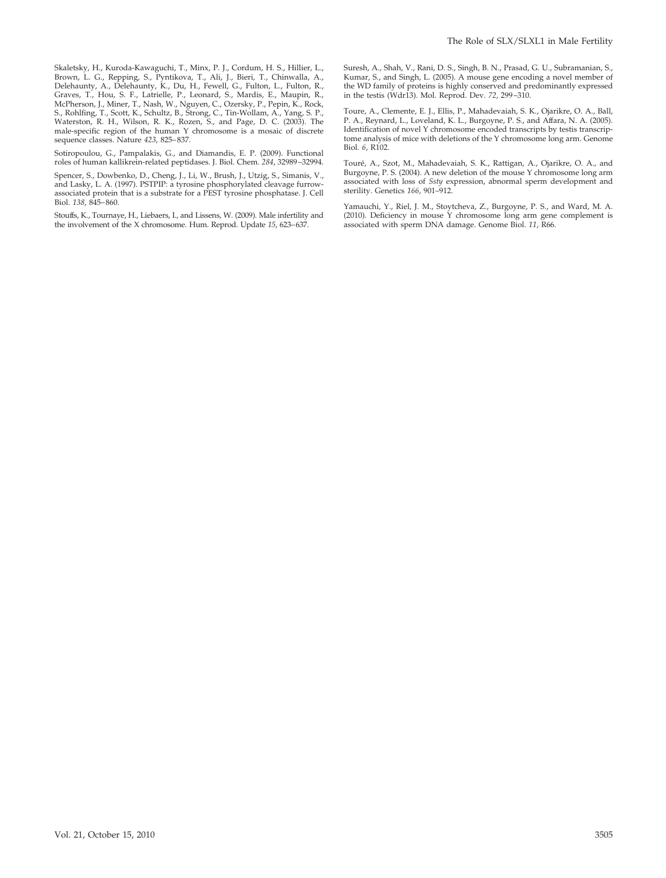Skaletsky, H., Kuroda-Kawaguchi, T., Minx, P. J., Cordum, H. S., Hillier, L., Brown, L. G., Repping, S., Pyntikova, T., Ali, J., Bieri, T., Chinwalla, A., Delehaunty, A., Delehaunty, K., Du, H., Fewell, G., Fulton, L., Fulton, R., Graves, T., Hou, S. F., Latrielle, P., Leonard, S., Mardis, E., Maupin, R., McPherson, J., Miner, T., Nash, W., Nguyen, C., Ozersky, P., Pepin, K., Rock, S., Rohlfing, T., Scott, K., Schultz, B., Strong, C., Tin-Wollam, A., Yang, S. P., Waterston, R. H., Wilson, R. K., Rozen, S., and Page, D. C. (2003). The male-specific region of the human Y chromosome is a mosaic of discrete sequence classes. Nature *423*, 825–837.

Sotiropoulou, G., Pampalakis, G., and Diamandis, E. P. (2009). Functional roles of human kallikrein-related peptidases. J. Biol. Chem. *284*, 32989–32994.

Spencer, S., Dowbenko, D., Cheng, J., Li, W., Brush, J., Utzig, S., Simanis, V., and Lasky, L. A. (1997). PSTPIP: a tyrosine phosphorylated cleavage furrow-associated protein that is a substrate for a PEST tyrosine phosphatase. J. Cell Biol. *138*, 845–860.

Stouffs, K., Tournaye, H., Liebaers, I., and Lissens, W. (2009). Male infertility and the involvement of the X chromosome. Hum. Reprod. Update *15*, 623–637.

Suresh, A., Shah, V., Rani, D. S., Singh, B. N., Prasad, G. U., Subramanian, S., Kumar, S., and Singh, L. (2005). A mouse gene encoding a novel member of the WD family of proteins is highly conserved and predominantly expressed in the testis (Wdr13). Mol. Reprod. Dev. *72*, 299–310.

Toure, A., Clemente, E. J., Ellis, P., Mahadevaiah, S. K., Ojarikre, O. A., Ball, P. A., Reynard, L., Loveland, K. L., Burgoyne, P. S., and Affara, N. A. (2005). Identification of novel Y chromosome encoded transcripts by testis transcriptome analysis of mice with deletions of the Y chromosome long arm. Genome Biol. *6*, R102.

Touré, A., Szot, M., Mahadevaiah, S. K., Rattigan, A., Ojarikre, O. A., and Burgoyne, P. S. (2004). A new deletion of the mouse Y chromosome long arm associated with loss of *Ssty* expression, abnormal sperm development and sterility. Genetics *166*, 901–912.

Yamauchi, Y., Riel, J. M., Stoytcheva, Z., Burgoyne, P. S., and Ward, M. A. (2010). Deficiency in mouse Y chromosome long arm gene complement is associated with sperm DNA damage. Genome Biol. *11*, R66.